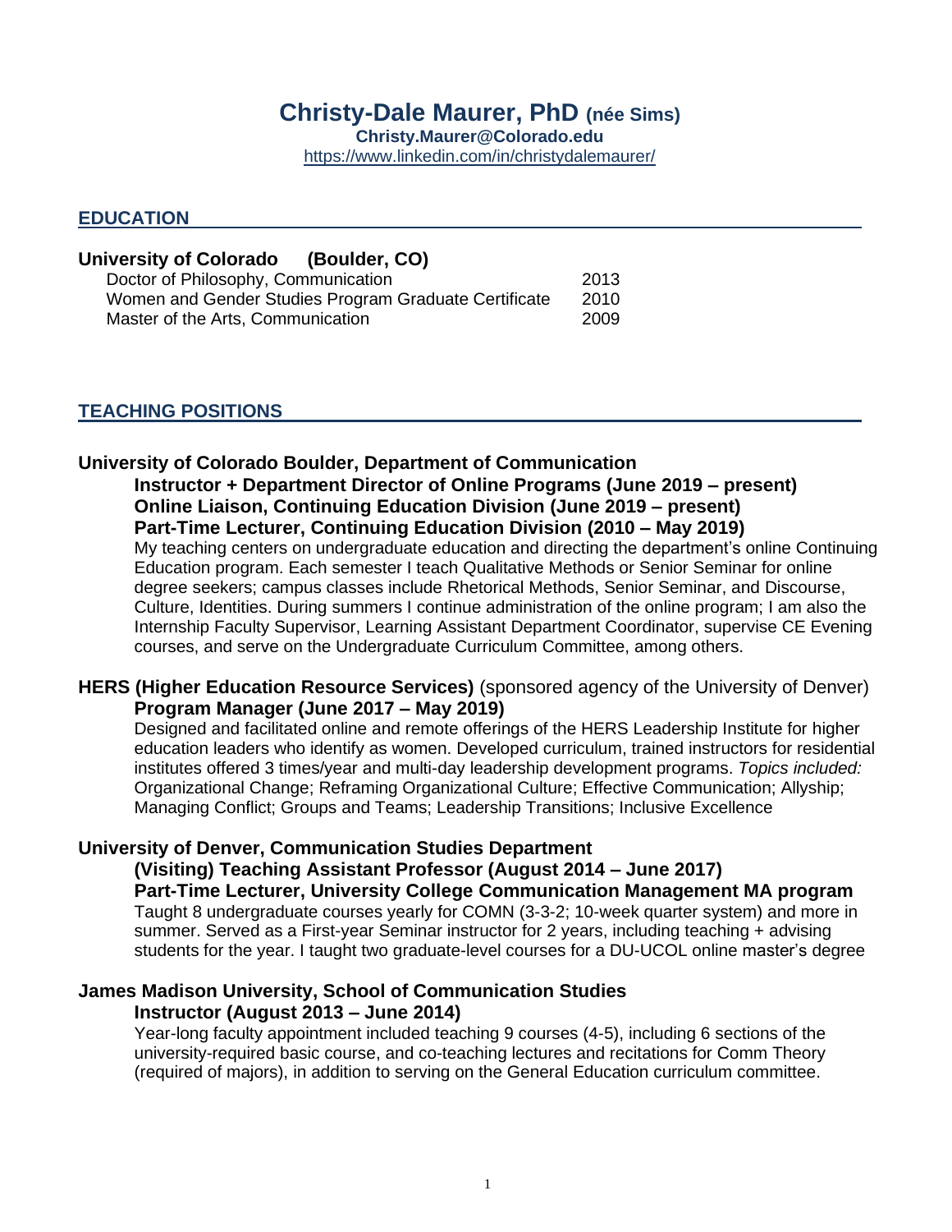# Christy-Dale Maurer, PhD (née Sims)

**Christy.Maurer@Colorado.edu**

https://www.linkedin.com/in/christydalemaurer/

## EDUCATION

### University of Colorado (Boulder, CO)

| | |
|---|---|
| Doctor of Philosophy, Communication | 2013 |
| Women and Gender Studies Program Graduate Certificate | 2010 |
| Master of the Arts, Communication | 2009 |

## TEACHING POSITIONS

### University of Colorado Boulder, Department of Communication

**Instructor + Department Director of Online Programs (June 2019 – present)**
**Online Liaison, Continuing Education Division (June 2019 – present)**
**Part-Time Lecturer, Continuing Education Division (2010 – May 2019)**

My teaching centers on undergraduate education and directing the department's online Continuing Education program. Each semester I teach Qualitative Methods or Senior Seminar for online degree seekers; campus classes include Rhetorical Methods, Senior Seminar, and Discourse, Culture, Identities. During summers I continue administration of the online program; I am also the Internship Faculty Supervisor, Learning Assistant Department Coordinator, supervise CE Evening courses, and serve on the Undergraduate Curriculum Committee, among others.

### HERS (Higher Education Resource Services) (sponsored agency of the University of Denver)

**Program Manager (June 2017 – May 2019)**

Designed and facilitated online and remote offerings of the HERS Leadership Institute for higher education leaders who identify as women. Developed curriculum, trained instructors for residential institutes offered 3 times/year and multi-day leadership development programs. *Topics included:* Organizational Change; Reframing Organizational Culture; Effective Communication; Allyship; Managing Conflict; Groups and Teams; Leadership Transitions; Inclusive Excellence

### University of Denver, Communication Studies Department

**(Visiting) Teaching Assistant Professor (August 2014 – June 2017)**
**Part-Time Lecturer, University College Communication Management MA program**

Taught 8 undergraduate courses yearly for COMN (3-3-2; 10-week quarter system) and more in summer. Served as a First-year Seminar instructor for 2 years, including teaching + advising students for the year. I taught two graduate-level courses for a DU-UCOL online master's degree

### James Madison University, School of Communication Studies

**Instructor (August 2013 – June 2014)**

Year-long faculty appointment included teaching 9 courses (4-5), including 6 sections of the university-required basic course, and co-teaching lectures and recitations for Comm Theory (required of majors), in addition to serving on the General Education curriculum committee.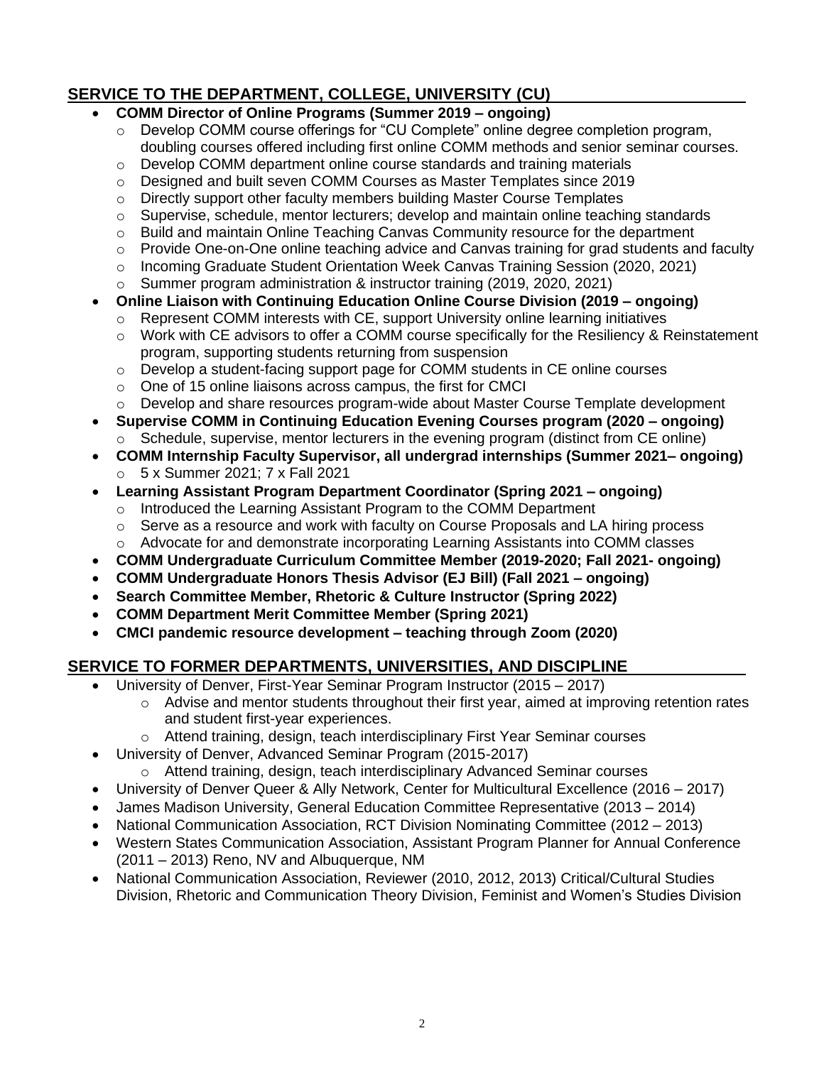## SERVICE TO THE DEPARTMENT, COLLEGE, UNIVERSITY (CU)

- **COMM Director of Online Programs (Summer 2019 – ongoing)**
  - Develop COMM course offerings for "CU Complete" online degree completion program, doubling courses offered including first online COMM methods and senior seminar courses.
  - Develop COMM department online course standards and training materials
  - Designed and built seven COMM Courses as Master Templates since 2019
  - Directly support other faculty members building Master Course Templates
  - Supervise, schedule, mentor lecturers; develop and maintain online teaching standards
  - Build and maintain Online Teaching Canvas Community resource for the department
  - Provide One-on-One online teaching advice and Canvas training for grad students and faculty
  - Incoming Graduate Student Orientation Week Canvas Training Session (2020, 2021)
  - Summer program administration & instructor training (2019, 2020, 2021)
- **Online Liaison with Continuing Education Online Course Division (2019 – ongoing)**
  - Represent COMM interests with CE, support University online learning initiatives
  - Work with CE advisors to offer a COMM course specifically for the Resiliency & Reinstatement program, supporting students returning from suspension
  - Develop a student-facing support page for COMM students in CE online courses
  - One of 15 online liaisons across campus, the first for CMCI
  - Develop and share resources program-wide about Master Course Template development
- **Supervise COMM in Continuing Education Evening Courses program (2020 – ongoing)**
  - Schedule, supervise, mentor lecturers in the evening program (distinct from CE online)
- **COMM Internship Faculty Supervisor, all undergrad internships (Summer 2021– ongoing)**
  - 5 x Summer 2021; 7 x Fall 2021
- **Learning Assistant Program Department Coordinator (Spring 2021 – ongoing)**
  - Introduced the Learning Assistant Program to the COMM Department
  - Serve as a resource and work with faculty on Course Proposals and LA hiring process
  - Advocate for and demonstrate incorporating Learning Assistants into COMM classes
- **COMM Undergraduate Curriculum Committee Member (2019-2020; Fall 2021- ongoing)**
- **COMM Undergraduate Honors Thesis Advisor (EJ Bill) (Fall 2021 – ongoing)**
- **Search Committee Member, Rhetoric & Culture Instructor (Spring 2022)**
- **COMM Department Merit Committee Member (Spring 2021)**
- **CMCI pandemic resource development – teaching through Zoom (2020)**

## SERVICE TO FORMER DEPARTMENTS, UNIVERSITIES, AND DISCIPLINE

- University of Denver, First-Year Seminar Program Instructor (2015 – 2017)
  - Advise and mentor students throughout their first year, aimed at improving retention rates and student first-year experiences.
  - Attend training, design, teach interdisciplinary First Year Seminar courses
- University of Denver, Advanced Seminar Program (2015-2017)
  - Attend training, design, teach interdisciplinary Advanced Seminar courses
- University of Denver Queer & Ally Network, Center for Multicultural Excellence (2016 – 2017)
- James Madison University, General Education Committee Representative (2013 – 2014)
- National Communication Association, RCT Division Nominating Committee (2012 – 2013)
- Western States Communication Association, Assistant Program Planner for Annual Conference (2011 – 2013) Reno, NV and Albuquerque, NM
- National Communication Association, Reviewer (2010, 2012, 2013) Critical/Cultural Studies Division, Rhetoric and Communication Theory Division, Feminist and Women's Studies Division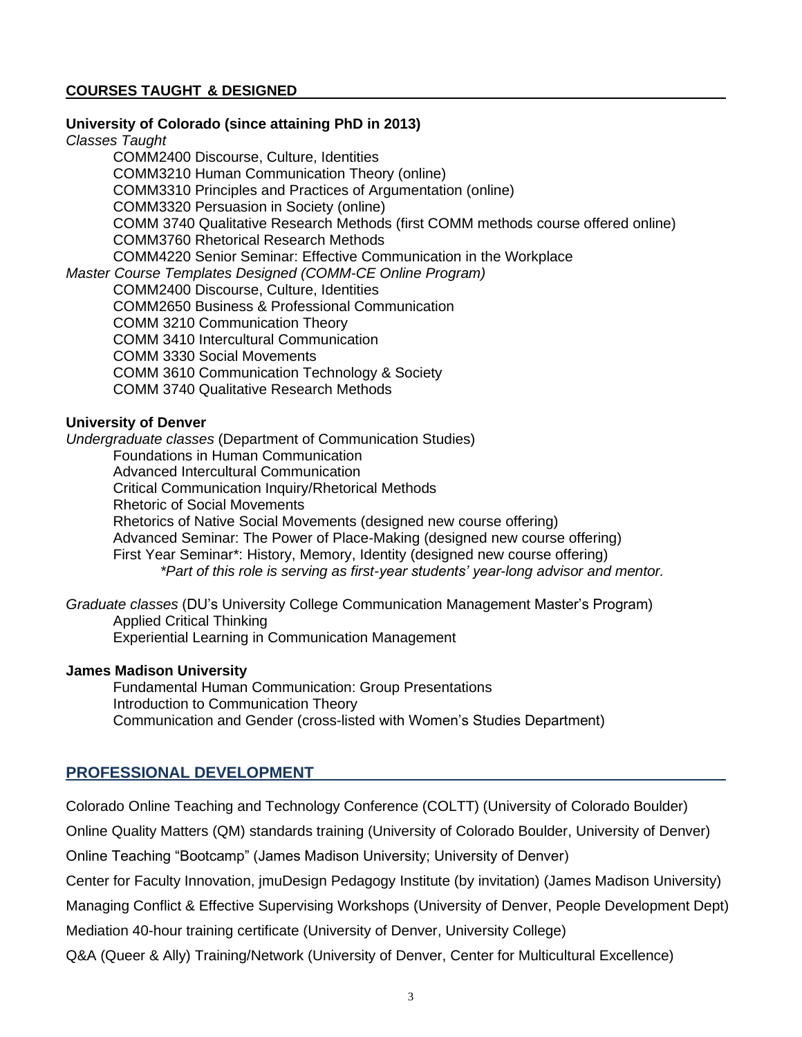## COURSES TAUGHT & DESIGNED

**University of Colorado (since attaining PhD in 2013)**

*Classes Taught*

- COMM2400 Discourse, Culture, Identities
- COMM3210 Human Communication Theory (online)
- COMM3310 Principles and Practices of Argumentation (online)
- COMM3320 Persuasion in Society (online)
- COMM 3740 Qualitative Research Methods (first COMM methods course offered online)
- COMM3760 Rhetorical Research Methods
- COMM4220 Senior Seminar: Effective Communication in the Workplace

*Master Course Templates Designed (COMM-CE Online Program)*

- COMM2400 Discourse, Culture, Identities
- COMM2650 Business & Professional Communication
- COMM 3210 Communication Theory
- COMM 3410 Intercultural Communication
- COMM 3330 Social Movements
- COMM 3610 Communication Technology & Society
- COMM 3740 Qualitative Research Methods

**University of Denver**

*Undergraduate classes* (Department of Communication Studies)

- Foundations in Human Communication
- Advanced Intercultural Communication
- Critical Communication Inquiry/Rhetorical Methods
- Rhetoric of Social Movements
- Rhetorics of Native Social Movements (designed new course offering)
- Advanced Seminar: The Power of Place-Making (designed new course offering)
- First Year Seminar*: History, Memory, Identity (designed new course offering)
  - *\*Part of this role is serving as first-year students' year-long advisor and mentor.*

*Graduate classes* (DU's University College Communication Management Master's Program)

- Applied Critical Thinking
- Experiential Learning in Communication Management

**James Madison University**

- Fundamental Human Communication: Group Presentations
- Introduction to Communication Theory
- Communication and Gender (cross-listed with Women's Studies Department)

## PROFESSIONAL DEVELOPMENT

Colorado Online Teaching and Technology Conference (COLTT) (University of Colorado Boulder)

Online Quality Matters (QM) standards training (University of Colorado Boulder, University of Denver)

Online Teaching "Bootcamp" (James Madison University; University of Denver)

Center for Faculty Innovation, jmuDesign Pedagogy Institute (by invitation) (James Madison University)

Managing Conflict & Effective Supervising Workshops (University of Denver, People Development Dept)

Mediation 40-hour training certificate (University of Denver, University College)

Q&A (Queer & Ally) Training/Network (University of Denver, Center for Multicultural Excellence)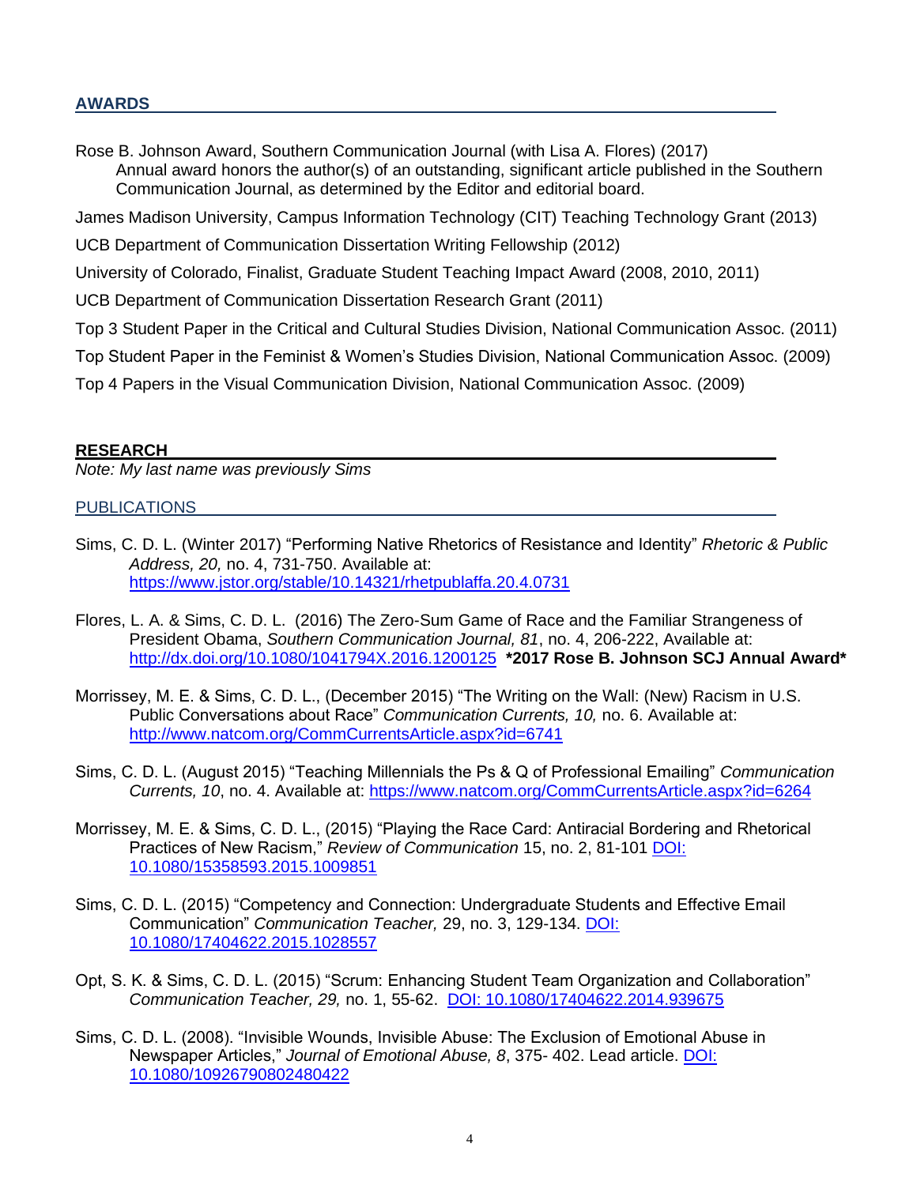## AWARDS

Rose B. Johnson Award, Southern Communication Journal (with Lisa A. Flores) (2017)
Annual award honors the author(s) of an outstanding, significant article published in the Southern Communication Journal, as determined by the Editor and editorial board.

James Madison University, Campus Information Technology (CIT) Teaching Technology Grant (2013)

UCB Department of Communication Dissertation Writing Fellowship (2012)

University of Colorado, Finalist, Graduate Student Teaching Impact Award (2008, 2010, 2011)

UCB Department of Communication Dissertation Research Grant (2011)

Top 3 Student Paper in the Critical and Cultural Studies Division, National Communication Assoc. (2011)

Top Student Paper in the Feminist & Women's Studies Division, National Communication Assoc. (2009)

Top 4 Papers in the Visual Communication Division, National Communication Assoc. (2009)

## RESEARCH

*Note: My last name was previously Sims*

### PUBLICATIONS

Sims, C. D. L. (Winter 2017) "Performing Native Rhetorics of Resistance and Identity" *Rhetoric & Public Address, 20,* no. 4, 731-750. Available at: https://www.jstor.org/stable/10.14321/rhetpublaffa.20.4.0731

Flores, L. A. & Sims, C. D. L. (2016) The Zero-Sum Game of Race and the Familiar Strangeness of President Obama, *Southern Communication Journal, 81*, no. 4, 206-222, Available at: http://dx.doi.org/10.1080/1041794X.2016.1200125 **\*2017 Rose B. Johnson SCJ Annual Award\***

Morrissey, M. E. & Sims, C. D. L., (December 2015) "The Writing on the Wall: (New) Racism in U.S. Public Conversations about Race" *Communication Currents, 10,* no. 6. Available at: http://www.natcom.org/CommCurrentsArticle.aspx?id=6741

Sims, C. D. L. (August 2015) "Teaching Millennials the Ps & Q of Professional Emailing" *Communication Currents, 10*, no. 4. Available at: https://www.natcom.org/CommCurrentsArticle.aspx?id=6264

Morrissey, M. E. & Sims, C. D. L., (2015) "Playing the Race Card: Antiracial Bordering and Rhetorical Practices of New Racism," *Review of Communication* 15, no. 2, 81-101 DOI: 10.1080/15358593.2015.1009851

Sims, C. D. L. (2015) "Competency and Connection: Undergraduate Students and Effective Email Communication" *Communication Teacher,* 29, no. 3, 129-134. DOI: 10.1080/17404622.2015.1028557

Opt, S. K. & Sims, C. D. L. (2015) "Scrum: Enhancing Student Team Organization and Collaboration" *Communication Teacher, 29,* no. 1, 55-62. DOI: 10.1080/17404622.2014.939675

Sims, C. D. L. (2008). "Invisible Wounds, Invisible Abuse: The Exclusion of Emotional Abuse in Newspaper Articles," *Journal of Emotional Abuse, 8*, 375- 402. Lead article. DOI: 10.1080/10926790802480422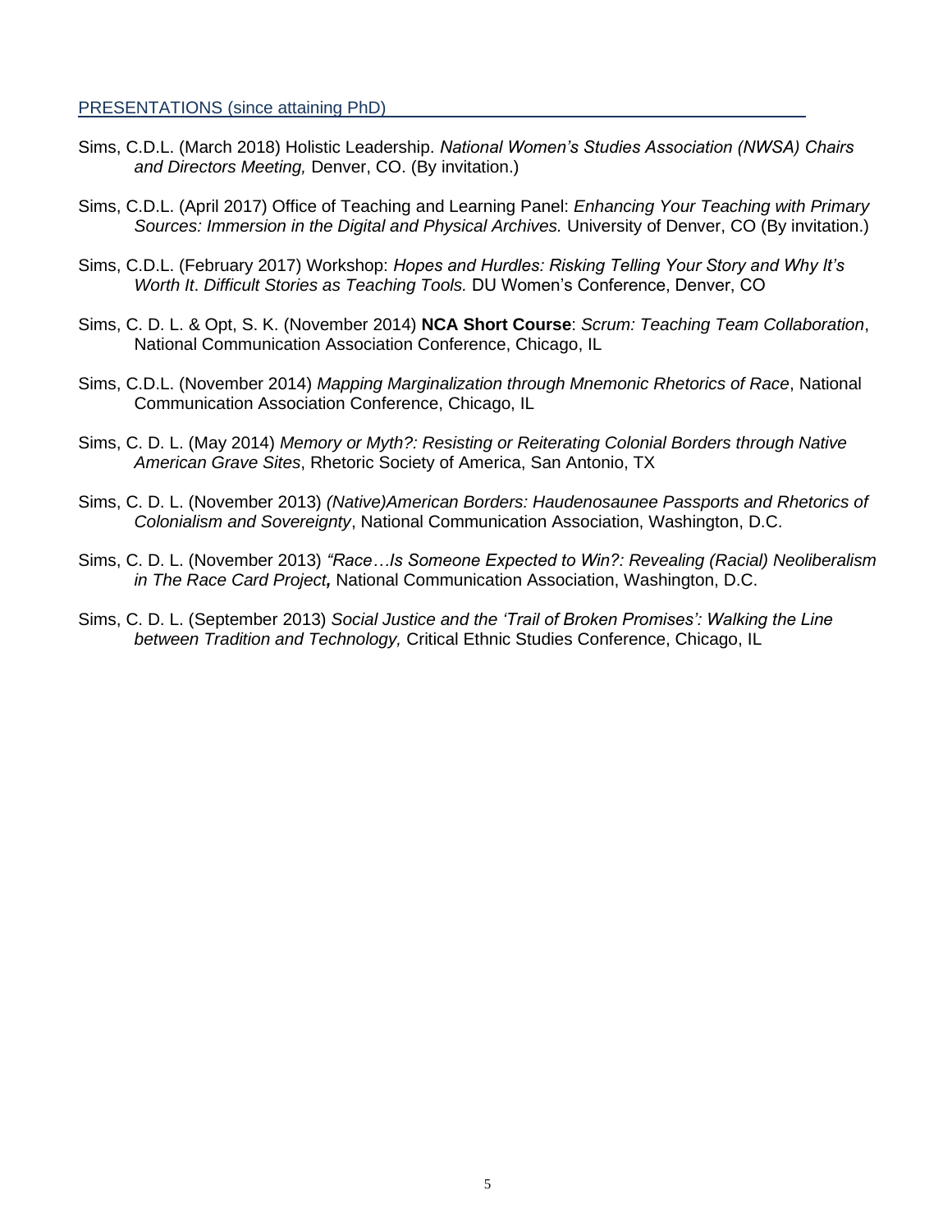## PRESENTATIONS (since attaining PhD)

Sims, C.D.L. (March 2018) Holistic Leadership. *National Women's Studies Association (NWSA) Chairs and Directors Meeting,* Denver, CO. (By invitation.)

Sims, C.D.L. (April 2017) Office of Teaching and Learning Panel: *Enhancing Your Teaching with Primary Sources: Immersion in the Digital and Physical Archives.* University of Denver, CO (By invitation.)

Sims, C.D.L. (February 2017) Workshop: *Hopes and Hurdles: Risking Telling Your Story and Why It's Worth It*. *Difficult Stories as Teaching Tools.* DU Women's Conference, Denver, CO

Sims, C. D. L. & Opt, S. K. (November 2014) **NCA Short Course**: *Scrum: Teaching Team Collaboration*, National Communication Association Conference, Chicago, IL

Sims, C.D.L. (November 2014) *Mapping Marginalization through Mnemonic Rhetorics of Race*, National Communication Association Conference, Chicago, IL

Sims, C. D. L. (May 2014) *Memory or Myth?: Resisting or Reiterating Colonial Borders through Native American Grave Sites*, Rhetoric Society of America, San Antonio, TX

Sims, C. D. L. (November 2013) *(Native)American Borders: Haudenosaunee Passports and Rhetorics of Colonialism and Sovereignty*, National Communication Association, Washington, D.C.

Sims, C. D. L. (November 2013) *"Race…Is Someone Expected to Win?: Revealing (Racial) Neoliberalism in The Race Card Project,* National Communication Association, Washington, D.C.

Sims, C. D. L. (September 2013) *Social Justice and the 'Trail of Broken Promises': Walking the Line between Tradition and Technology,* Critical Ethnic Studies Conference, Chicago, IL